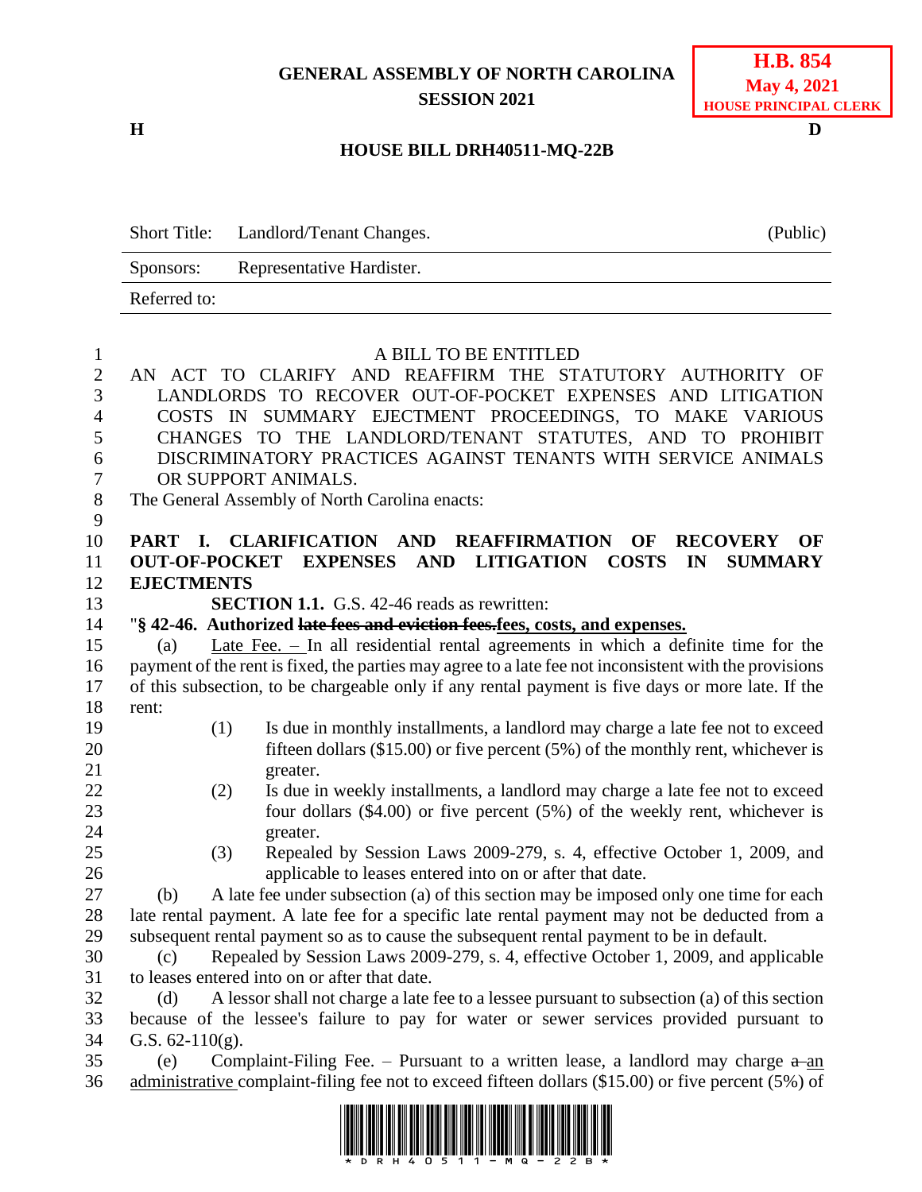**GENERAL ASSEMBLY OF NORTH CAROLINA**
**SESSION 2021**

**H.B. 854**
**May 4, 2021**
**HOUSE PRINCIPAL CLERK**

**H** **D**

**HOUSE BILL DRH40511-MQ-22B**

| Short Title: | Landlord/Tenant Changes. | (Public) |
|---|---|---|
| Sponsors: | Representative Hardister. | |
| Referred to: | | |

A BILL TO BE ENTITLED

AN ACT TO CLARIFY AND REAFFIRM THE STATUTORY AUTHORITY OF LANDLORDS TO RECOVER OUT-OF-POCKET EXPENSES AND LITIGATION COSTS IN SUMMARY EJECTMENT PROCEEDINGS, TO MAKE VARIOUS CHANGES TO THE LANDLORD/TENANT STATUTES, AND TO PROHIBIT DISCRIMINATORY PRACTICES AGAINST TENANTS WITH SERVICE ANIMALS OR SUPPORT ANIMALS.

The General Assembly of North Carolina enacts:

**PART I. CLARIFICATION AND REAFFIRMATION OF RECOVERY OF OUT-OF-POCKET EXPENSES AND LITIGATION COSTS IN SUMMARY EJECTMENT**

**SECTION 1.1.** G.S. 42-46 reads as rewritten:

"**§ 42-46. Authorized ~~late fees and eviction fees.~~fees, costs, and expenses.**

(a) Late Fee. – In all residential rental agreements in which a definite time for the payment of the rent is fixed, the parties may agree to a late fee not inconsistent with the provisions of this subsection, to be chargeable only if any rental payment is five days or more late. If the rent:

(1) Is due in monthly installments, a landlord may charge a late fee not to exceed fifteen dollars ($15.00) or five percent (5%) of the monthly rent, whichever is greater.

(2) Is due in weekly installments, a landlord may charge a late fee not to exceed four dollars ($4.00) or five percent (5%) of the weekly rent, whichever is greater.

(3) Repealed by Session Laws 2009-279, s. 4, effective October 1, 2009, and applicable to leases entered into on or after that date.

(b) A late fee under subsection (a) of this section may be imposed only one time for each late rental payment. A late fee for a specific late rental payment may not be deducted from a subsequent rental payment so as to cause the subsequent rental payment to be in default.

(c) Repealed by Session Laws 2009-279, s. 4, effective October 1, 2009, and applicable to leases entered into on or after that date.

(d) A lessor shall not charge a late fee to a lessee pursuant to subsection (a) of this section because of the lessee's failure to pay for water or sewer services provided pursuant to G.S. 62-110(g).

(e) Complaint-Filing Fee. – Pursuant to a written lease, a landlord may charge ~~a~~ an administrative complaint-filing fee not to exceed fifteen dollars ($15.00) or five percent (5%) of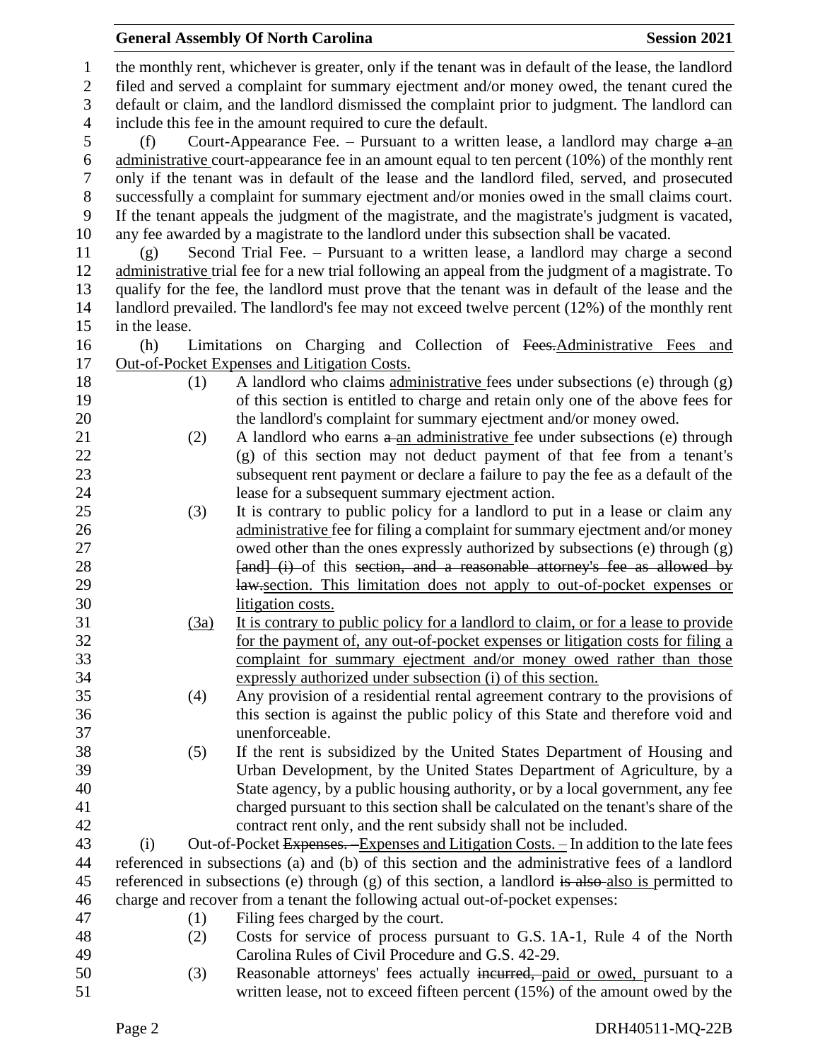the monthly rent, whichever is greater, only if the tenant was in default of the lease, the landlord filed and served a complaint for summary ejectment and/or money owed, the tenant cured the default or claim, and the landlord dismissed the complaint prior to judgment. The landlord can include this fee in the amount required to cure the default.

(f) Court-Appearance Fee. – Pursuant to a written lease, a landlord may charge ~~a~~ an administrative court-appearance fee in an amount equal to ten percent (10%) of the monthly rent only if the tenant was in default of the lease and the landlord filed, served, and prosecuted successfully a complaint for summary ejectment and/or monies owed in the small claims court. If the tenant appeals the judgment of the magistrate, and the magistrate's judgment is vacated, any fee awarded by a magistrate to the landlord under this subsection shall be vacated.

(g) Second Trial Fee. – Pursuant to a written lease, a landlord may charge a second administrative trial fee for a new trial following an appeal from the judgment of a magistrate. To qualify for the fee, the landlord must prove that the tenant was in default of the lease and the landlord prevailed. The landlord's fee may not exceed twelve percent (12%) of the monthly rent in the lease.

(h) Limitations on Charging and Collection of ~~Fees.~~Administrative Fees and Out-of-Pocket Expenses and Litigation Costs.

(1) A landlord who claims administrative fees under subsections (e) through (g) of this section is entitled to charge and retain only one of the above fees for the landlord's complaint for summary ejectment and/or money owed.

(2) A landlord who earns ~~a~~ an administrative fee under subsections (e) through (g) of this section may not deduct payment of that fee from a tenant's subsequent rent payment or declare a failure to pay the fee as a default of the lease for a subsequent summary ejectment action.

(3) It is contrary to public policy for a landlord to put in a lease or claim any administrative fee for filing a complaint for summary ejectment and/or money owed other than the ones expressly authorized by subsections (e) through (g) ~~[and] (i)~~ of this ~~section, and a reasonable attorney's fee as allowed by law.~~section. This limitation does not apply to out-of-pocket expenses or litigation costs.

(3a) It is contrary to public policy for a landlord to claim, or for a lease to provide for the payment of, any out-of-pocket expenses or litigation costs for filing a complaint for summary ejectment and/or money owed rather than those expressly authorized under subsection (i) of this section.

(4) Any provision of a residential rental agreement contrary to the provisions of this section is against the public policy of this State and therefore void and unenforceable.

(5) If the rent is subsidized by the United States Department of Housing and Urban Development, by the United States Department of Agriculture, by a State agency, by a public housing authority, or by a local government, any fee charged pursuant to this section shall be calculated on the tenant's share of the contract rent only, and the rent subsidy shall not be included.

(i) Out-of-Pocket ~~Expenses. –~~Expenses and Litigation Costs. – In addition to the late fees referenced in subsections (a) and (b) of this section and the administrative fees of a landlord referenced in subsections (e) through (g) of this section, a landlord ~~is also~~ also is permitted to charge and recover from a tenant the following actual out-of-pocket expenses:

(1) Filing fees charged by the court.

(2) Costs for service of process pursuant to G.S. 1A-1, Rule 4 of the North Carolina Rules of Civil Procedure and G.S. 42-29.

(3) Reasonable attorneys' fees actually ~~incurred,~~ paid or owed, pursuant to a written lease, not to exceed fifteen percent (15%) of the amount owed by the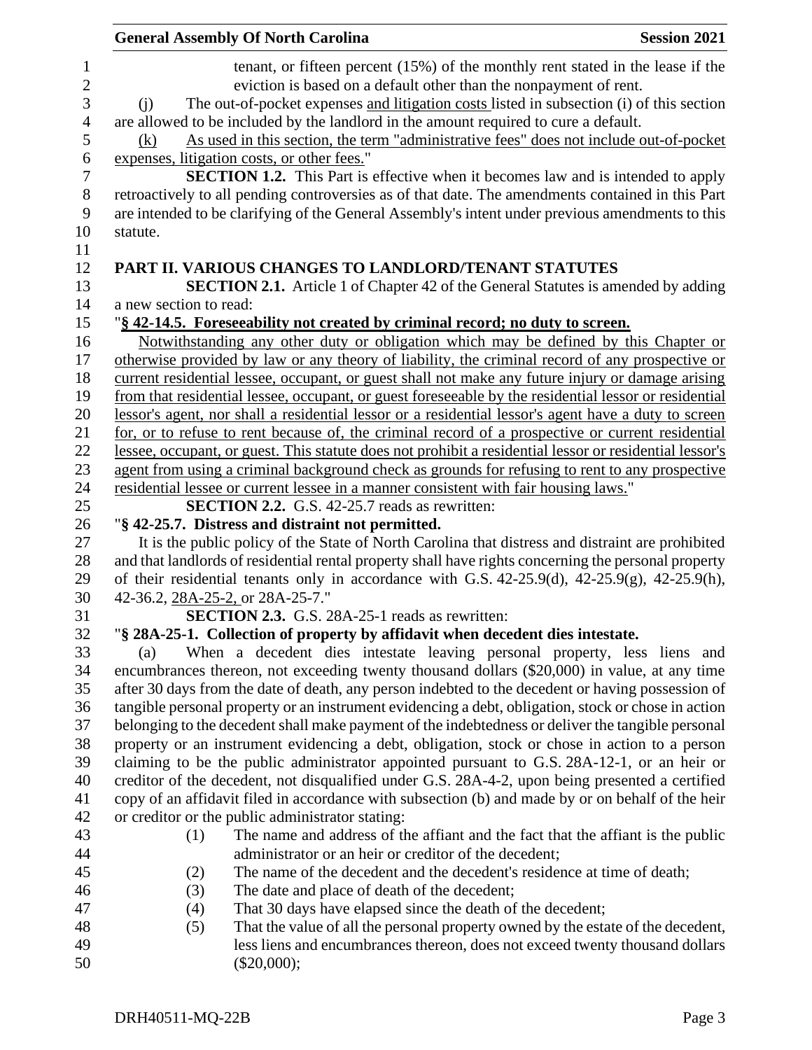tenant, or fifteen percent (15%) of the monthly rent stated in the lease if the eviction is based on a default other than the nonpayment of rent.

(j) The out-of-pocket expenses <u>and litigation costs</u> listed in subsection (i) of this section are allowed to be included by the landlord in the amount required to cure a default.

<u>(k) As used in this section, the term "administrative fees" does not include out-of-pocket expenses, litigation costs, or other fees.</u>"

**SECTION 1.2.** This Part is effective when it becomes law and is intended to apply retroactively to all pending controversies as of that date. The amendments contained in this Part are intended to be clarifying of the General Assembly's intent under previous amendments to this statute.

**PART II. VARIOUS CHANGES TO LANDLORD/TENANT STATUTES**

**SECTION 2.1.** Article 1 of Chapter 42 of the General Statutes is amended by adding a new section to read:

"<u>**§ 42-14.5. Foreseeability not created by criminal record; no duty to screen.**</u>

<u>Notwithstanding any other duty or obligation which may be defined by this Chapter or otherwise provided by law or any theory of liability, the criminal record of any prospective or current residential lessee, occupant, or guest shall not make any future injury or damage arising from that residential lessee, occupant, or guest foreseeable by the residential lessor or residential lessor's agent, nor shall a residential lessor or a residential lessor's agent have a duty to screen for, or to refuse to rent because of, the criminal record of a prospective or current residential lessee, occupant, or guest. This statute does not prohibit a residential lessor or residential lessor's agent from using a criminal background check as grounds for refusing to rent to any prospective residential lessee or current lessee in a manner consistent with fair housing laws.</u>"

**SECTION 2.2.** G.S. 42-25.7 reads as rewritten:

"**§ 42-25.7. Distress and distraint not permitted.**

It is the public policy of the State of North Carolina that distress and distraint are prohibited and that landlords of residential rental property shall have rights concerning the personal property of their residential tenants only in accordance with G.S. 42-25.9(d), 42-25.9(g), 42-25.9(h), 42-36.2, <u>28A-25-2,</u> or 28A-25-7."

**SECTION 2.3.** G.S. 28A-25-1 reads as rewritten:

"**§ 28A-25-1. Collection of property by affidavit when decedent dies intestate.**

(a) When a decedent dies intestate leaving personal property, less liens and encumbrances thereon, not exceeding twenty thousand dollars ($20,000) in value, at any time after 30 days from the date of death, any person indebted to the decedent or having possession of tangible personal property or an instrument evidencing a debt, obligation, stock or chose in action belonging to the decedent shall make payment of the indebtedness or deliver the tangible personal property or an instrument evidencing a debt, obligation, stock or chose in action to a person claiming to be the public administrator appointed pursuant to G.S. 28A-12-1, or an heir or creditor of the decedent, not disqualified under G.S. 28A-4-2, upon being presented a certified copy of an affidavit filed in accordance with subsection (b) and made by or on behalf of the heir or creditor or the public administrator stating:

(1) The name and address of the affiant and the fact that the affiant is the public administrator or an heir or creditor of the decedent;

(2) The name of the decedent and the decedent's residence at time of death;

(3) The date and place of death of the decedent;

(4) That 30 days have elapsed since the death of the decedent;

(5) That the value of all the personal property owned by the estate of the decedent, less liens and encumbrances thereon, does not exceed twenty thousand dollars ($20,000);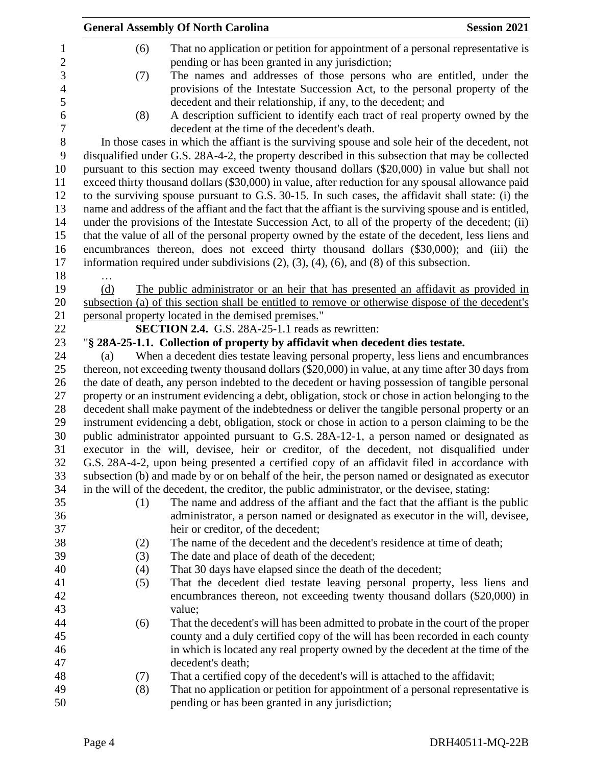(6) That no application or petition for appointment of a personal representative is pending or has been granted in any jurisdiction;

(7) The names and addresses of those persons who are entitled, under the provisions of the Intestate Succession Act, to the personal property of the decedent and their relationship, if any, to the decedent; and

(8) A description sufficient to identify each tract of real property owned by the decedent at the time of the decedent's death.

In those cases in which the affiant is the surviving spouse and sole heir of the decedent, not disqualified under G.S. 28A-4-2, the property described in this subsection that may be collected pursuant to this section may exceed twenty thousand dollars ($20,000) in value but shall not exceed thirty thousand dollars ($30,000) in value, after reduction for any spousal allowance paid to the surviving spouse pursuant to G.S. 30-15. In such cases, the affidavit shall state: (i) the name and address of the affiant and the fact that the affiant is the surviving spouse and is entitled, under the provisions of the Intestate Succession Act, to all of the property of the decedent; (ii) that the value of all of the personal property owned by the estate of the decedent, less liens and encumbrances thereon, does not exceed thirty thousand dollars ($30,000); and (iii) the information required under subdivisions (2), (3), (4), (6), and (8) of this subsection.

…

<u>(d) The public administrator or an heir that has presented an affidavit as provided in subsection (a) of this section shall be entitled to remove or otherwise dispose of the decedent's personal property located in the demised premises.</u>"

**SECTION 2.4.** G.S. 28A-25-1.1 reads as rewritten:

"**§ 28A-25-1.1. Collection of property by affidavit when decedent dies testate.**

(a) When a decedent dies testate leaving personal property, less liens and encumbrances thereon, not exceeding twenty thousand dollars ($20,000) in value, at any time after 30 days from the date of death, any person indebted to the decedent or having possession of tangible personal property or an instrument evidencing a debt, obligation, stock or chose in action belonging to the decedent shall make payment of the indebtedness or deliver the tangible personal property or an instrument evidencing a debt, obligation, stock or chose in action to a person claiming to be the public administrator appointed pursuant to G.S. 28A-12-1, a person named or designated as executor in the will, devisee, heir or creditor, of the decedent, not disqualified under G.S. 28A-4-2, upon being presented a certified copy of an affidavit filed in accordance with subsection (b) and made by or on behalf of the heir, the person named or designated as executor in the will of the decedent, the creditor, the public administrator, or the devisee, stating:

(1) The name and address of the affiant and the fact that the affiant is the public administrator, a person named or designated as executor in the will, devisee, heir or creditor, of the decedent;

(2) The name of the decedent and the decedent's residence at time of death;

(3) The date and place of death of the decedent;

(4) That 30 days have elapsed since the death of the decedent;

(5) That the decedent died testate leaving personal property, less liens and encumbrances thereon, not exceeding twenty thousand dollars ($20,000) in value;

(6) That the decedent's will has been admitted to probate in the court of the proper county and a duly certified copy of the will has been recorded in each county in which is located any real property owned by the decedent at the time of the decedent's death;

(7) That a certified copy of the decedent's will is attached to the affidavit;

(8) That no application or petition for appointment of a personal representative is pending or has been granted in any jurisdiction;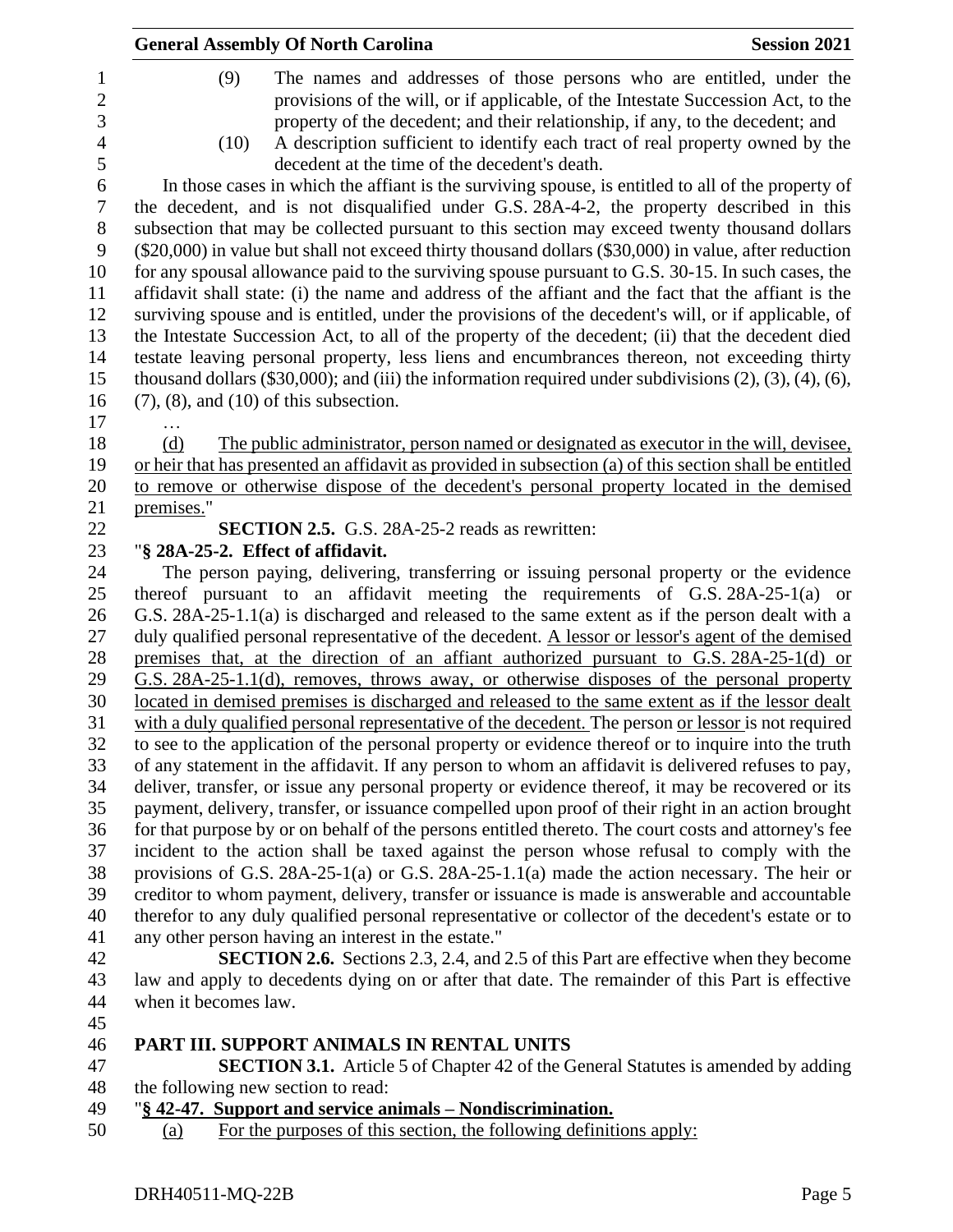(9) The names and addresses of those persons who are entitled, under the provisions of the will, or if applicable, of the Intestate Succession Act, to the property of the decedent; and their relationship, if any, to the decedent; and

(10) A description sufficient to identify each tract of real property owned by the decedent at the time of the decedent's death.

In those cases in which the affiant is the surviving spouse, is entitled to all of the property of the decedent, and is not disqualified under G.S. 28A-4-2, the property described in this subsection that may be collected pursuant to this section may exceed twenty thousand dollars ($20,000) in value but shall not exceed thirty thousand dollars ($30,000) in value, after reduction for any spousal allowance paid to the surviving spouse pursuant to G.S. 30-15. In such cases, the affidavit shall state: (i) the name and address of the affiant and the fact that the affiant is the surviving spouse and is entitled, under the provisions of the decedent's will, or if applicable, of the Intestate Succession Act, to all of the property of the decedent; (ii) that the decedent died testate leaving personal property, less liens and encumbrances thereon, not exceeding thirty thousand dollars ($30,000); and (iii) the information required under subdivisions (2), (3), (4), (6), (7), (8), and (10) of this subsection.

…

<u>(d) The public administrator, person named or designated as executor in the will, devisee, or heir that has presented an affidavit as provided in subsection (a) of this section shall be entitled to remove or otherwise dispose of the decedent's personal property located in the demised premises.</u>"

**SECTION 2.5.** G.S. 28A-25-2 reads as rewritten:

"**§ 28A-25-2. Effect of affidavit.**

The person paying, delivering, transferring or issuing personal property or the evidence thereof pursuant to an affidavit meeting the requirements of G.S. 28A-25-1(a) or G.S. 28A-25-1.1(a) is discharged and released to the same extent as if the person dealt with a duly qualified personal representative of the decedent. <u>A lessor or lessor's agent of the demised premises that, at the direction of an affiant authorized pursuant to G.S. 28A-25-1(d) or G.S. 28A-25-1.1(d), removes, throws away, or otherwise disposes of the personal property located in demised premises is discharged and released to the same extent as if the lessor dealt with a duly qualified personal representative of the decedent.</u> The person <u>or lessor</u> is not required to see to the application of the personal property or evidence thereof or to inquire into the truth of any statement in the affidavit. If any person to whom an affidavit is delivered refuses to pay, deliver, transfer, or issue any personal property or evidence thereof, it may be recovered or its payment, delivery, transfer, or issuance compelled upon proof of their right in an action brought for that purpose by or on behalf of the persons entitled thereto. The court costs and attorney's fee incident to the action shall be taxed against the person whose refusal to comply with the provisions of G.S. 28A-25-1(a) or G.S. 28A-25-1.1(a) made the action necessary. The heir or creditor to whom payment, delivery, transfer or issuance is made is answerable and accountable therefor to any duly qualified personal representative or collector of the decedent's estate or to any other person having an interest in the estate."

**SECTION 2.6.** Sections 2.3, 2.4, and 2.5 of this Part are effective when they become law and apply to decedents dying on or after that date. The remainder of this Part is effective when it becomes law.

## PART III. SUPPORT ANIMALS IN RENTAL UNITS

**SECTION 3.1.** Article 5 of Chapter 42 of the General Statutes is amended by adding the following new section to read:

"**<u>§ 42-47. Support and service animals – Nondiscrimination.</u>**

<u>(a) For the purposes of this section, the following definitions apply:</u>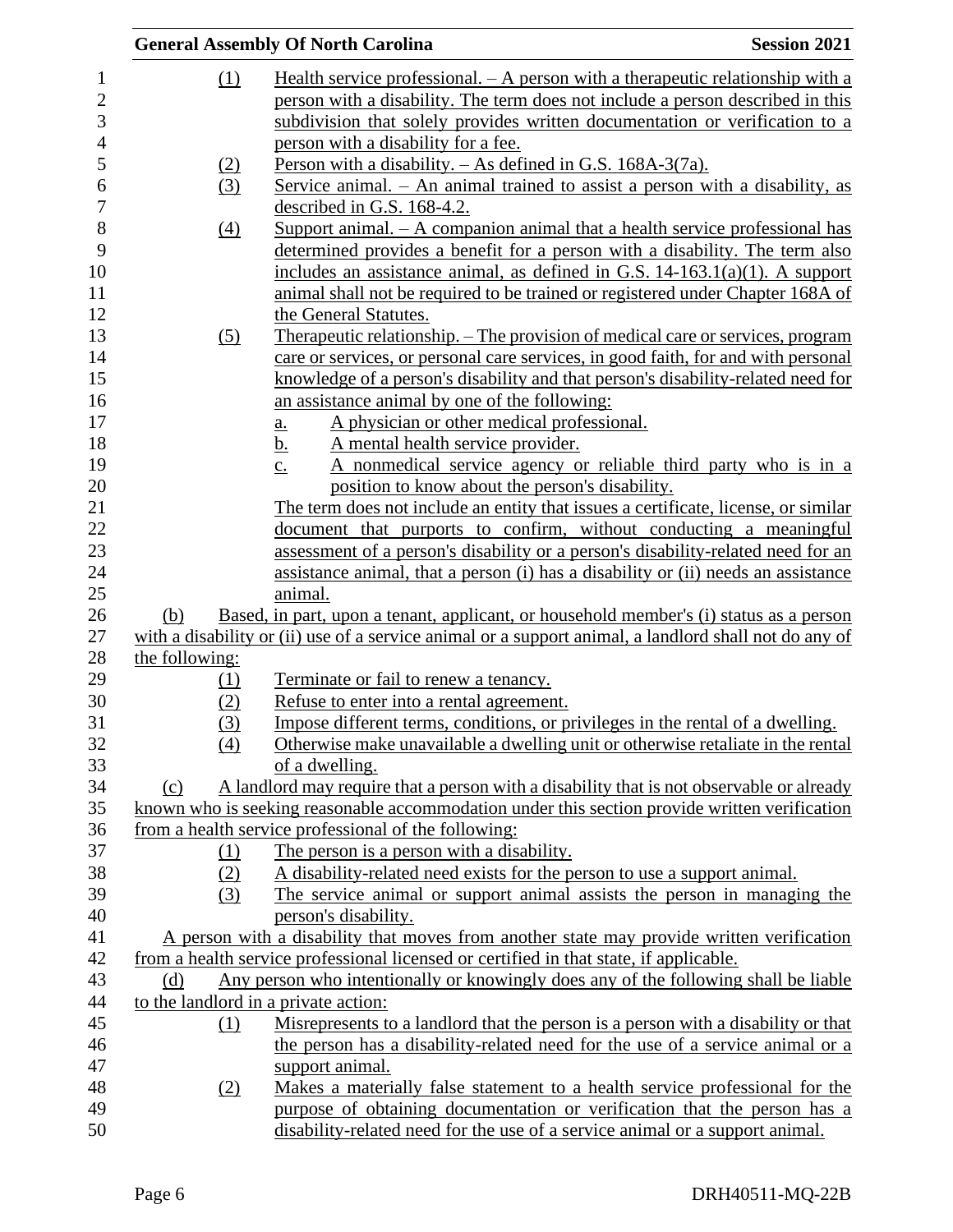(1) Health service professional. – A person with a therapeutic relationship with a person with a disability. The term does not include a person described in this subdivision that solely provides written documentation or verification to a person with a disability for a fee.

(2) Person with a disability. – As defined in G.S. 168A-3(7a).

(3) Service animal. – An animal trained to assist a person with a disability, as described in G.S. 168-4.2.

(4) Support animal. – A companion animal that a health service professional has determined provides a benefit for a person with a disability. The term also includes an assistance animal, as defined in G.S. 14-163.1(a)(1). A support animal shall not be required to be trained or registered under Chapter 168A of the General Statutes.

(5) Therapeutic relationship. – The provision of medical care or services, program care or services, or personal care services, in good faith, for and with personal knowledge of a person's disability and that person's disability-related need for an assistance animal by one of the following:

a. A physician or other medical professional.

b. A mental health service provider.

c. A nonmedical service agency or reliable third party who is in a position to know about the person's disability.

The term does not include an entity that issues a certificate, license, or similar document that purports to confirm, without conducting a meaningful assessment of a person's disability or a person's disability-related need for an assistance animal, that a person (i) has a disability or (ii) needs an assistance animal.

(b) Based, in part, upon a tenant, applicant, or household member's (i) status as a person with a disability or (ii) use of a service animal or a support animal, a landlord shall not do any of the following:

(1) Terminate or fail to renew a tenancy.

(2) Refuse to enter into a rental agreement.

(3) Impose different terms, conditions, or privileges in the rental of a dwelling.

(4) Otherwise make unavailable a dwelling unit or otherwise retaliate in the rental of a dwelling.

(c) A landlord may require that a person with a disability that is not observable or already known who is seeking reasonable accommodation under this section provide written verification from a health service professional of the following:

(1) The person is a person with a disability.

(2) A disability-related need exists for the person to use a support animal.

(3) The service animal or support animal assists the person in managing the person's disability.

A person with a disability that moves from another state may provide written verification from a health service professional licensed or certified in that state, if applicable.

(d) Any person who intentionally or knowingly does any of the following shall be liable to the landlord in a private action:

(1) Misrepresents to a landlord that the person is a person with a disability or that the person has a disability-related need for the use of a service animal or a support animal.

(2) Makes a materially false statement to a health service professional for the purpose of obtaining documentation or verification that the person has a disability-related need for the use of a service animal or a support animal.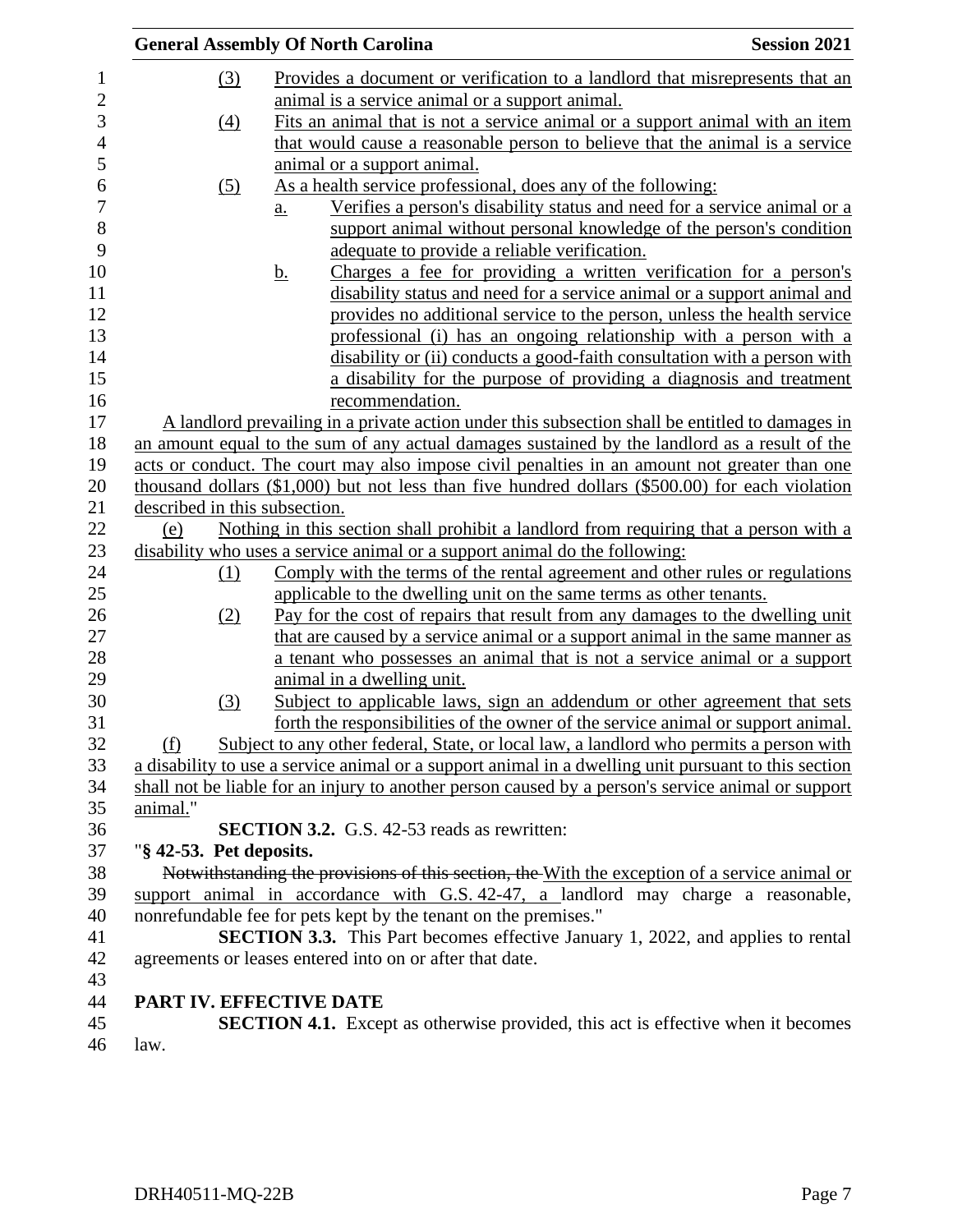(3) Provides a document or verification to a landlord that misrepresents that an animal is a service animal or a support animal.

(4) Fits an animal that is not a service animal or a support animal with an item that would cause a reasonable person to believe that the animal is a service animal or a support animal.

(5) As a health service professional, does any of the following:

a. Verifies a person's disability status and need for a service animal or a support animal without personal knowledge of the person's condition adequate to provide a reliable verification.

b. Charges a fee for providing a written verification for a person's disability status and need for a service animal or a support animal and provides no additional service to the person, unless the health service professional (i) has an ongoing relationship with a person with a disability or (ii) conducts a good-faith consultation with a person with a disability for the purpose of providing a diagnosis and treatment recommendation.

A landlord prevailing in a private action under this subsection shall be entitled to damages in an amount equal to the sum of any actual damages sustained by the landlord as a result of the acts or conduct. The court may also impose civil penalties in an amount not greater than one thousand dollars ($1,000) but not less than five hundred dollars ($500.00) for each violation described in this subsection.

(e) Nothing in this section shall prohibit a landlord from requiring that a person with a disability who uses a service animal or a support animal do the following:

(1) Comply with the terms of the rental agreement and other rules or regulations applicable to the dwelling unit on the same terms as other tenants.

(2) Pay for the cost of repairs that result from any damages to the dwelling unit that are caused by a service animal or a support animal in the same manner as a tenant who possesses an animal that is not a service animal or a support animal in a dwelling unit.

(3) Subject to applicable laws, sign an addendum or other agreement that sets forth the responsibilities of the owner of the service animal or support animal.

(f) Subject to any other federal, State, or local law, a landlord who permits a person with a disability to use a service animal or a support animal in a dwelling unit pursuant to this section shall not be liable for an injury to another person caused by a person's service animal or support animal."

**SECTION 3.2.** G.S. 42-53 reads as rewritten:

"**§ 42-53. Pet deposits.**

~~Notwithstanding the provisions of this section, the~~ With the exception of a service animal or support animal in accordance with G.S. 42-47, a landlord may charge a reasonable, nonrefundable fee for pets kept by the tenant on the premises."

**SECTION 3.3.** This Part becomes effective January 1, 2022, and applies to rental agreements or leases entered into on or after that date.

**PART IV. EFFECTIVE DATE**

**SECTION 4.1.** Except as otherwise provided, this act is effective when it becomes law.